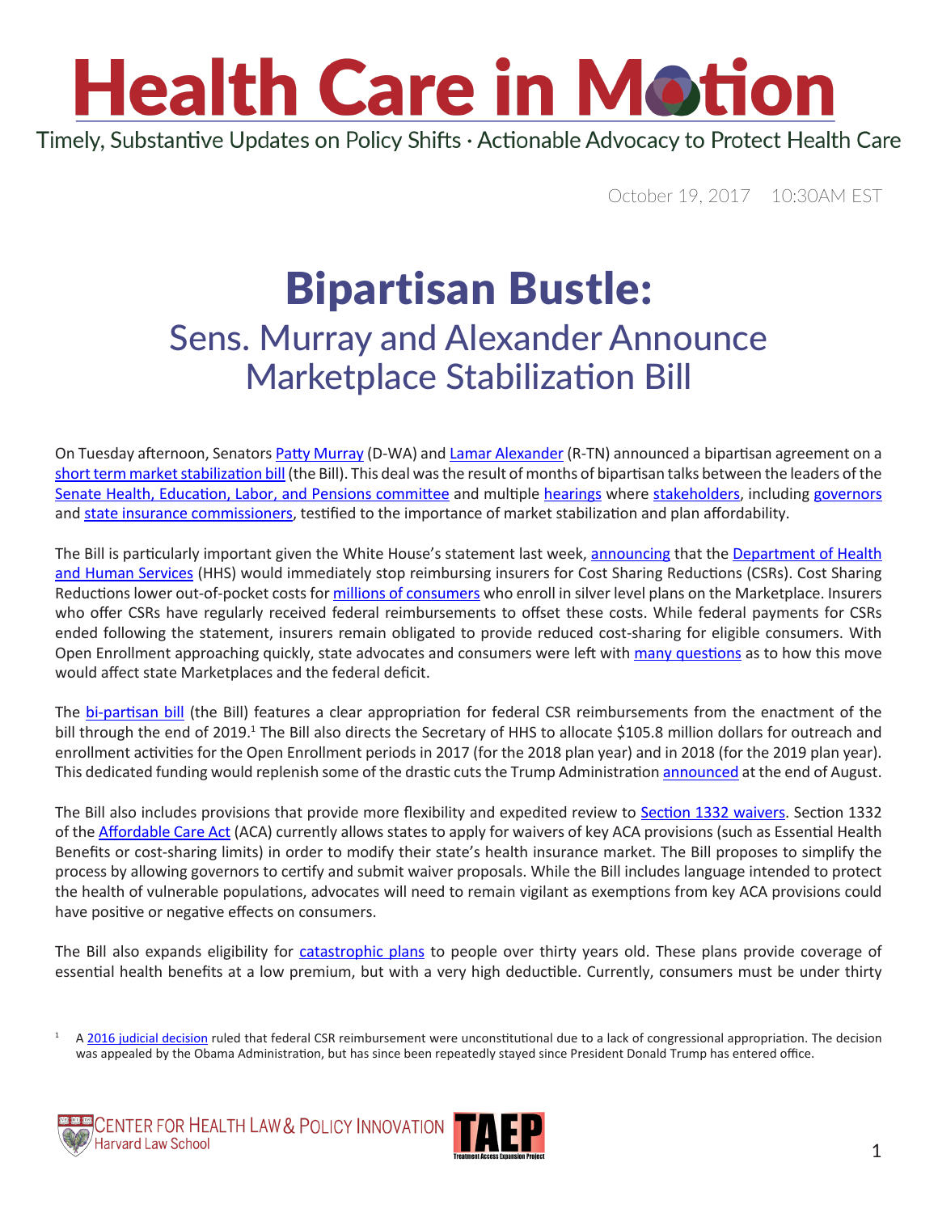# Health Care in Motion

Timely, Substantive Updates on Policy Shifts · Actionable Advocacy to Protect Health Care

October 19, 2017 10:30AM EST

# Bipartisan Bustle:

## Sens. Murray and Alexander Announce Marketplace Stabilization Bill

On Tuesday afternoon, Senators Patty Murray (D-WA) and Lamar Alexander (R-TN) announced a bipartisan agreement on a short term market stabilization bill (the Bill). This deal was the result of months of bipartisan talks between the leaders of the Senate Health, Education, Labor, and Pensions committee and multiple hearings where stakeholders, including governors and state insurance commissioners, testified to the importance of market stabilization and plan affordability.

The Bill is particularly important given the White House's statement last week, announcing that the Department of Health and Human Services (HHS) would immediately stop reimbursing insurers for Cost Sharing Reductions (CSRs). Cost Sharing Reductions lower out-of-pocket costs for millions of consumers who enroll in silver level plans on the Marketplace. Insurers who offer CSRs have regularly received federal reimbursements to offset these costs. While federal payments for CSRs ended following the statement, insurers remain obligated to provide reduced cost-sharing for eligible consumers. With Open Enrollment approaching quickly, state advocates and consumers were left with many questions as to how this move would affect state Marketplaces and the federal deficit.

The bi-partisan bill (the Bill) features a clear appropriation for federal CSR reimbursements from the enactment of the bill through the end of 2019.[1] The Bill also directs the Secretary of HHS to allocate $105.8 million dollars for outreach and enrollment activities for the Open Enrollment periods in 2017 (for the 2018 plan year) and in 2018 (for the 2019 plan year). This dedicated funding would replenish some of the drastic cuts the Trump Administration announced at the end of August.

The Bill also includes provisions that provide more flexibility and expedited review to Section 1332 waivers. Section 1332 of the Affordable Care Act (ACA) currently allows states to apply for waivers of key ACA provisions (such as Essential Health Benefits or cost-sharing limits) in order to modify their state's health insurance market. The Bill proposes to simplify the process by allowing governors to certify and submit waiver proposals. While the Bill includes language intended to protect the health of vulnerable populations, advocates will need to remain vigilant as exemptions from key ACA provisions could have positive or negative effects on consumers.

The Bill also expands eligibility for catastrophic plans to people over thirty years old. These plans provide coverage of essential health benefits at a low premium, but with a very high deductible. Currently, consumers must be under thirty

[1] A 2016 judicial decision ruled that federal CSR reimbursement were unconstitutional due to a lack of congressional appropriation. The decision was appealed by the Obama Administration, but has since been repeatedly stayed since President Donald Trump has entered office.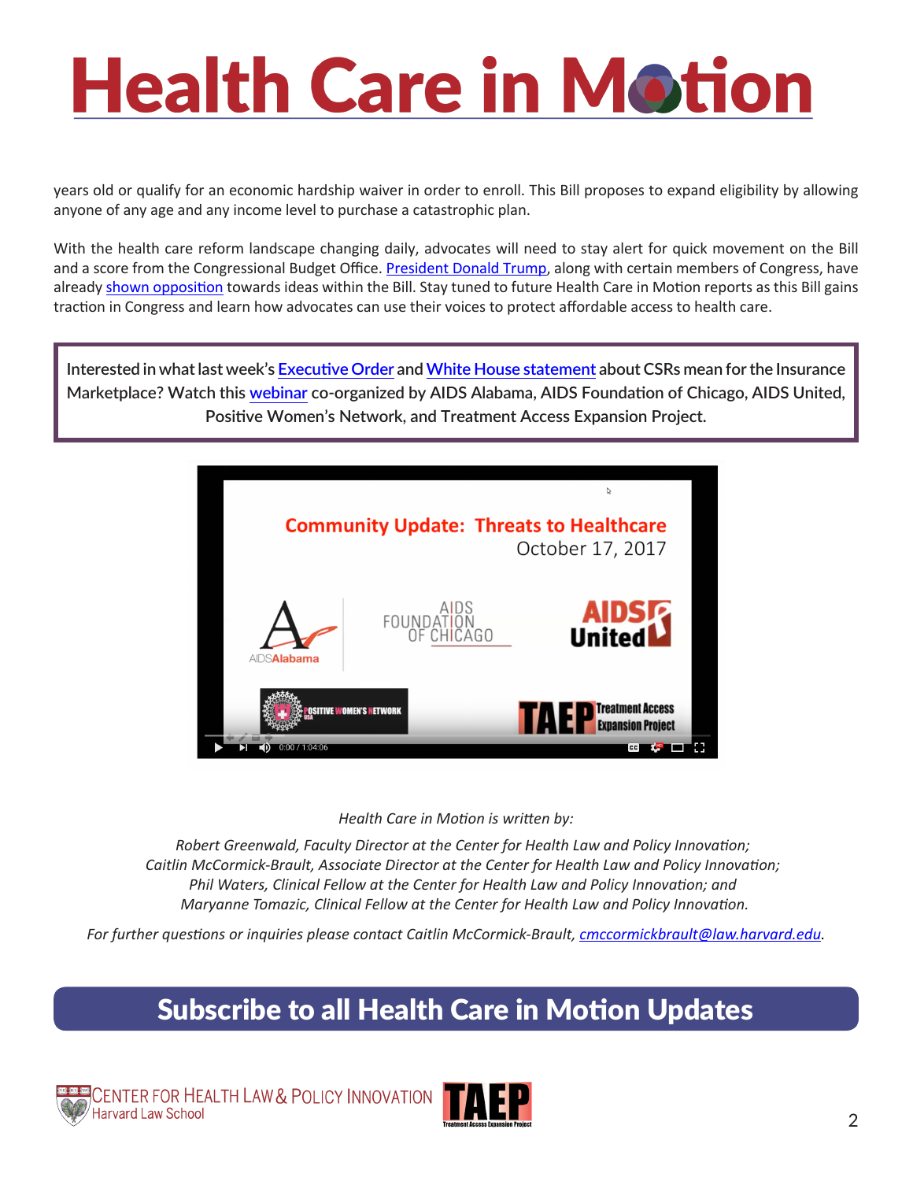years old or qualify for an economic hardship waiver in order to enroll. This Bill proposes to expand eligibility by allowing anyone of any age and any income level to purchase a catastrophic plan.

With the health care reform landscape changing daily, advocates will need to stay alert for quick movement on the Bill and a score from the Congressional Budget Office. President Donald Trump, along with certain members of Congress, have already shown opposition towards ideas within the Bill. Stay tuned to future Health Care in Motion reports as this Bill gains traction in Congress and learn how advocates can use their voices to protect affordable access to health care.

Interested in what last week's Executive Order and White House statement about CSRs mean for the Insurance Marketplace? Watch this webinar co-organized by AIDS Alabama, AIDS Foundation of Chicago, AIDS United, Positive Women's Network, and Treatment Access Expansion Project.

*Health Care in Motion is written by:*

*Robert Greenwald, Faculty Director at the Center for Health Law and Policy Innovation;*
*Caitlin McCormick-Brault, Associate Director at the Center for Health Law and Policy Innovation;*
*Phil Waters, Clinical Fellow at the Center for Health Law and Policy Innovation; and*
*Maryanne Tomazic, Clinical Fellow at the Center for Health Law and Policy Innovation.*

*For further questions or inquiries please contact Caitlin McCormick-Brault, cmccormickbrault@law.harvard.edu.*

**Subscribe to all Health Care in Motion Updates**